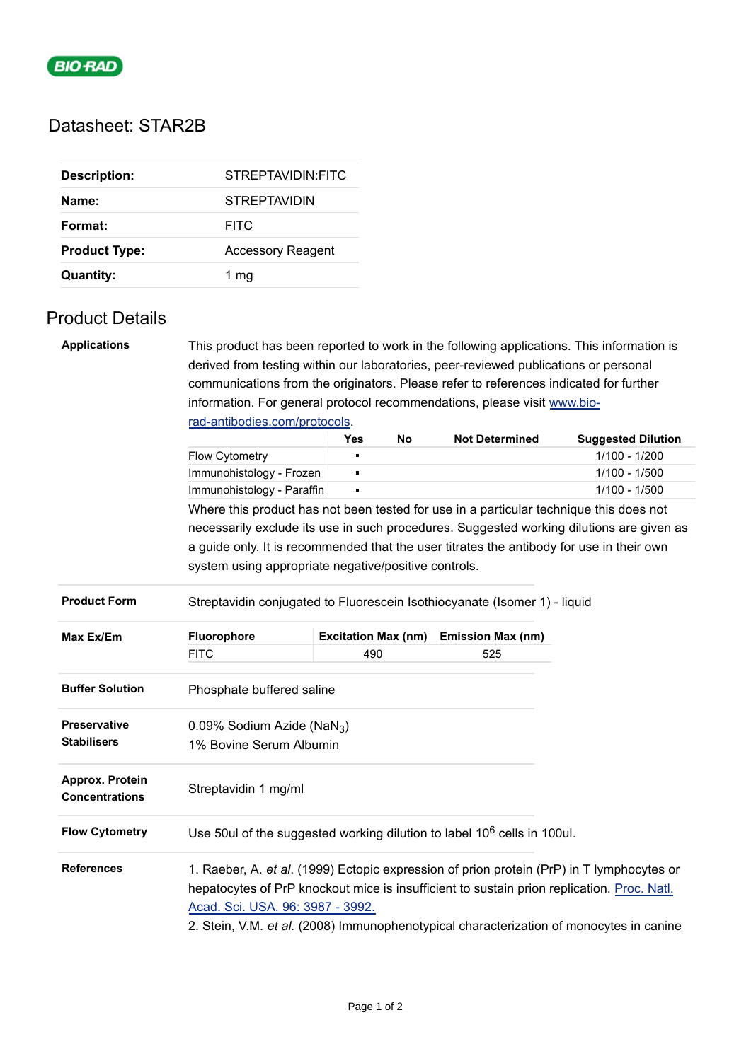BIO-RAD

# Datasheet: STAR2B

| | |
|---|---|
| **Description:** | STREPTAVIDIN:FITC |
| **Name:** | STREPTAVIDIN |
| **Format:** | FITC |
| **Product Type:** | Accessory Reagent |
| **Quantity:** | 1 mg |

## Product Details

**Applications**

This product has been reported to work in the following applications. This information is derived from testing within our laboratories, peer-reviewed publications or personal communications from the originators. Please refer to references indicated for further information. For general protocol recommendations, please visit www.bio-rad-antibodies.com/protocols.

| | Yes | No | Not Determined | Suggested Dilution |
|---|---|---|---|---|
| Flow Cytometry | ▪ | | | 1/100 - 1/200 |
| Immunohistology - Frozen | ▪ | | | 1/100 - 1/500 |
| Immunohistology - Paraffin | ▪ | | | 1/100 - 1/500 |

Where this product has not been tested for use in a particular technique this does not necessarily exclude its use in such procedures. Suggested working dilutions are given as a guide only. It is recommended that the user titrates the antibody for use in their own system using appropriate negative/positive controls.

**Product Form**

Streptavidin conjugated to Fluorescein Isothiocyanate (Isomer 1) - liquid

**Max Ex/Em**

| Fluorophore | Excitation Max (nm) | Emission Max (nm) |
|---|---|---|
| FITC | 490 | 525 |

**Buffer Solution**

Phosphate buffered saline

**Preservative Stabilisers**

0.09% Sodium Azide ($NaN_3$)
1% Bovine Serum Albumin

**Approx. Protein Concentrations**

Streptavidin 1 mg/ml

**Flow Cytometry**

Use 50ul of the suggested working dilution to label $10^6$ cells in 100ul.

**References**

1. Raeber, A. *et al.* (1999) Ectopic expression of prion protein (PrP) in T lymphocytes or hepatocytes of PrP knockout mice is insufficient to sustain prion replication. Proc. Natl. Acad. Sci. USA. 96: 3987 - 3992.
2. Stein, V.M. *et al.* (2008) Immunophenotypical characterization of monocytes in canine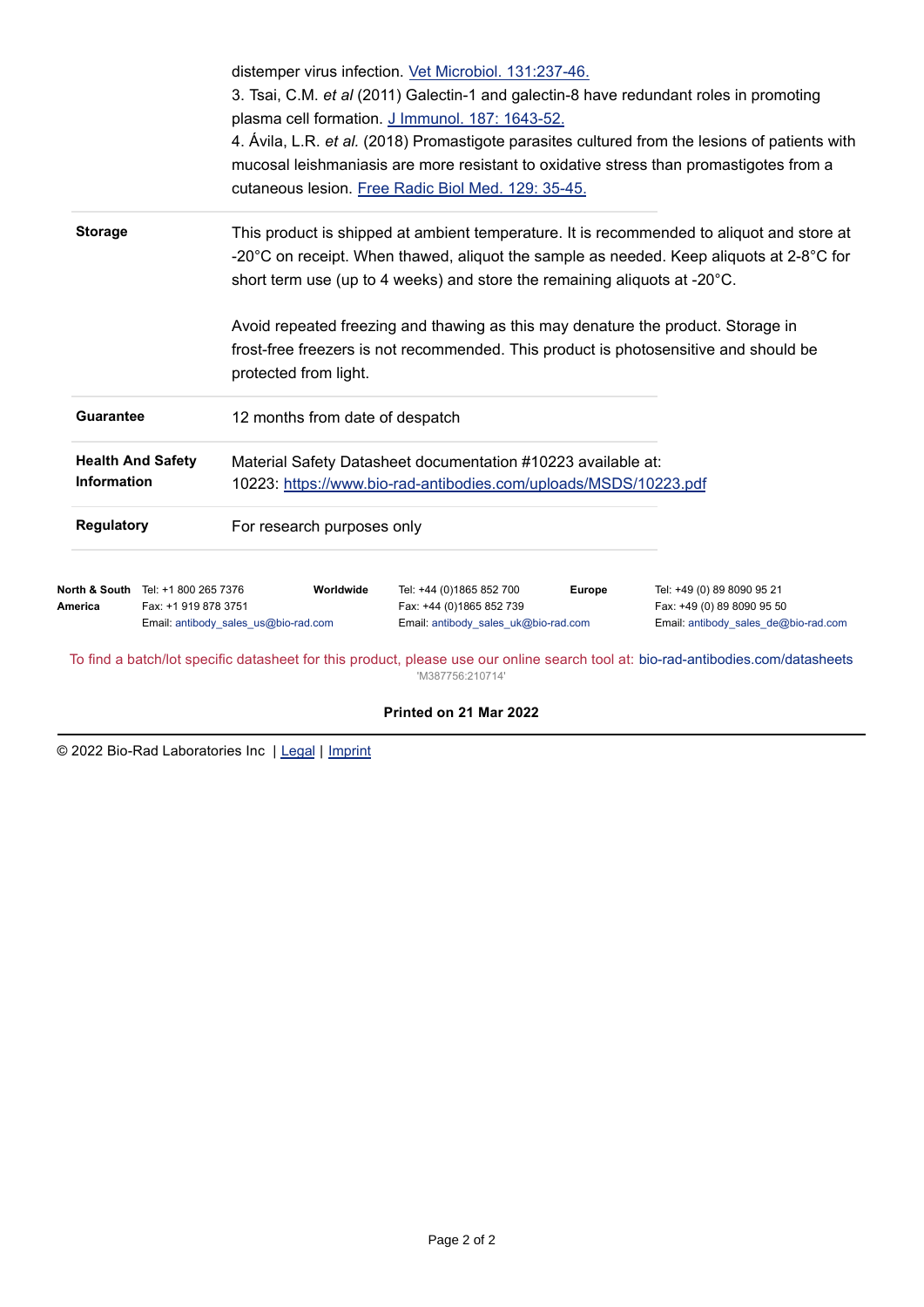distemper virus infection. [Vet Microbiol. 131:237-46.]
3. Tsai, C.M. *et al* (2011) Galectin-1 and galectin-8 have redundant roles in promoting plasma cell formation. [J Immunol. 187: 1643-52.]
4. Ávila, L.R. *et al.* (2018) Promastigote parasites cultured from the lesions of patients with mucosal leishmaniasis are more resistant to oxidative stress than promastigotes from a cutaneous lesion. [Free Radic Biol Med. 129: 35-45.]

| | |
|---|---|
| **Storage** | This product is shipped at ambient temperature. It is recommended to aliquot and store at -20°C on receipt. When thawed, aliquot the sample as needed. Keep aliquots at 2-8°C for short term use (up to 4 weeks) and store the remaining aliquots at -20°C.<br><br>Avoid repeated freezing and thawing as this may denature the product. Storage in frost-free freezers is not recommended. This product is photosensitive and should be protected from light. |
| **Guarantee** | 12 months from date of despatch |
| **Health And Safety Information** | Material Safety Datasheet documentation #10223 available at:<br>10223: https://www.bio-rad-antibodies.com/uploads/MSDS/10223.pdf |
| **Regulatory** | For research purposes only |

| | | | | | |
|---|---|---|---|---|---|
| **North & South America** | Tel: +1 800 265 7376<br>Fax: +1 919 878 3751<br>Email: antibody_sales_us@bio-rad.com | **Worldwide** | Tel: +44 (0)1865 852 700<br>Fax: +44 (0)1865 852 739<br>Email: antibody_sales_uk@bio-rad.com | **Europe** | Tel: +49 (0) 89 8090 95 21<br>Fax: +49 (0) 89 8090 95 50<br>Email: antibody_sales_de@bio-rad.com |

To find a batch/lot specific datasheet for this product, please use our online search tool at: bio-rad-antibodies.com/datasheets

'M387756:210714'

**Printed on 21 Mar 2022**

© 2022 Bio-Rad Laboratories Inc | Legal | Imprint